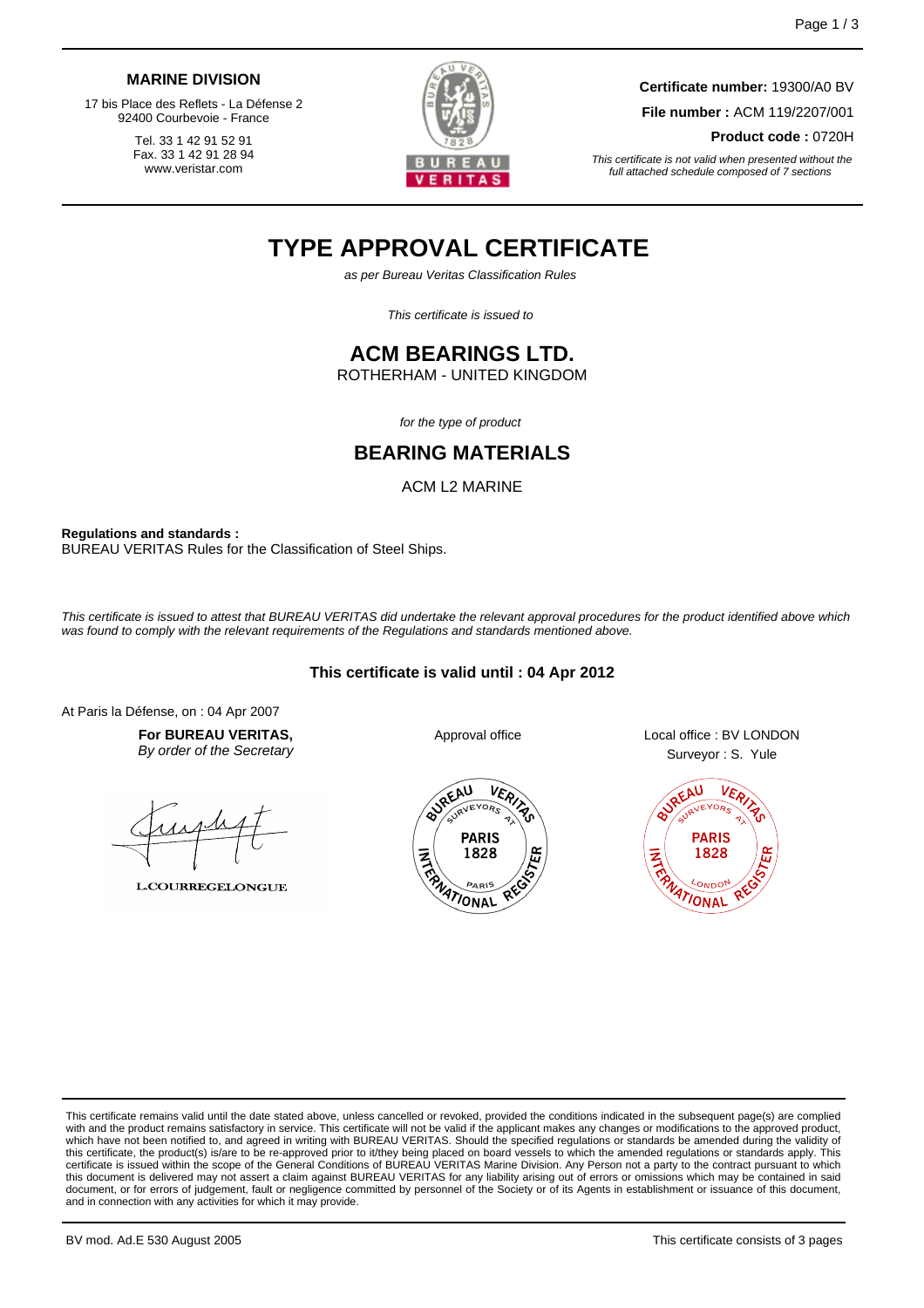**MARINE DIVISION**

17 bis Place des Reflets - La Défense 2
92400 Courbevoie - France

Tel. 33 1 42 91 52 91
Fax. 33 1 42 91 28 94
www.veristar.com

**Certificate number:** 19300/A0 BV

**File number :** ACM 119/2207/001

**Product code :** 0720H

*This certificate is not valid when presented without the full attached schedule composed of 7 sections*

# TYPE APPROVAL CERTIFICATE

*as per Bureau Veritas Classification Rules*

*This certificate is issued to*

## ACM BEARINGS LTD.

ROTHERHAM - UNITED KINGDOM

*for the type of product*

## BEARING MATERIALS

ACM L2 MARINE

**Regulations and standards :**
BUREAU VERITAS Rules for the Classification of Steel Ships.

*This certificate is issued to attest that BUREAU VERITAS did undertake the relevant approval procedures for the product identified above which was found to comply with the relevant requirements of the Regulations and standards mentioned above.*

**This certificate is valid until : 04 Apr 2012**

At Paris la Défense, on : 04 Apr 2007

**For BUREAU VERITAS,**
*By order of the Secretary*

L.COURREGELONGUE

Approval office

Local office : BV LONDON
Surveyor : S. Yule

This certificate remains valid until the date stated above, unless cancelled or revoked, provided the conditions indicated in the subsequent page(s) are complied with and the product remains satisfactory in service. This certificate will not be valid if the applicant makes any changes or modifications to the approved product, which have not been notified to, and agreed in writing with BUREAU VERITAS. Should the specified regulations or standards be amended during the validity of this certificate, the product(s) is/are to be re-approved prior to it/they being placed on board vessels to which the amended regulations or standards apply. This certificate is issued within the scope of the General Conditions of BUREAU VERITAS Marine Division. Any Person not a party to the contract pursuant to which this document is delivered may not assert a claim against BUREAU VERITAS for any liability arising out of errors or omissions which may be contained in said document, or for errors of judgement, fault or negligence committed by personnel of the Society or of its Agents in establishment or issuance of this document, and in connection with any activities for which it may provide.

BV mod. Ad.E 530 August 2005

This certificate consists of 3 pages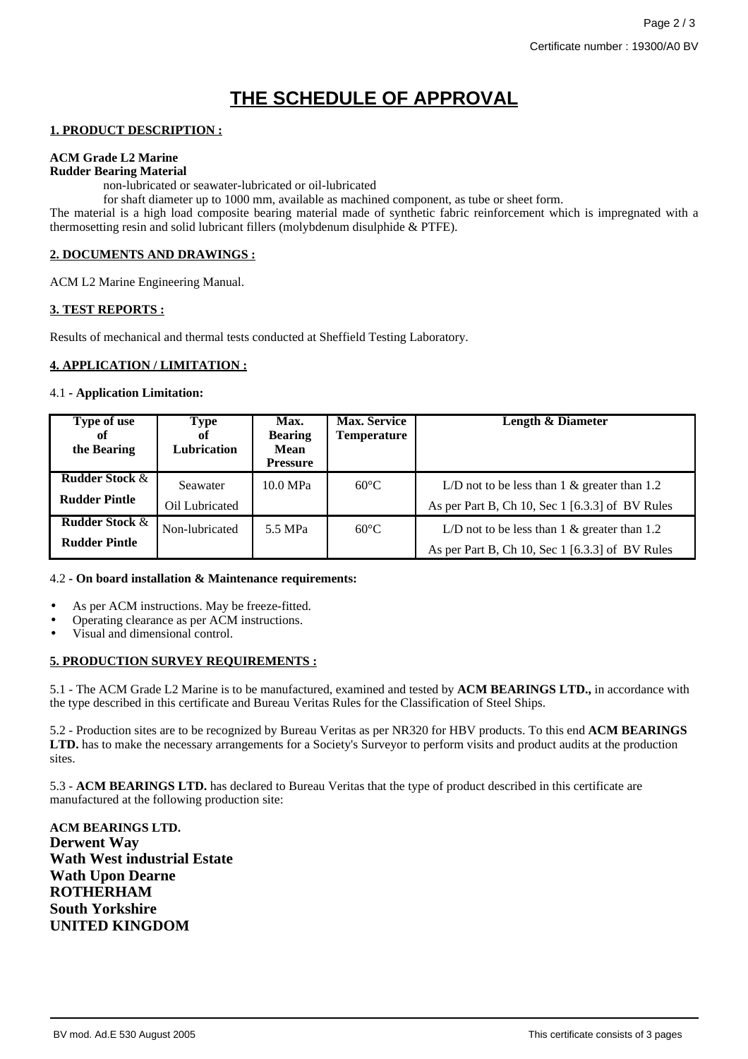# THE SCHEDULE OF APPROVAL

## 1. PRODUCT DESCRIPTION :

**ACM Grade L2 Marine**
**Rudder Bearing Material**

non-lubricated or seawater-lubricated or oil-lubricated
for shaft diameter up to 1000 mm, available as machined component, as tube or sheet form.

The material is a high load composite bearing material made of synthetic fabric reinforcement which is impregnated with a thermosetting resin and solid lubricant fillers (molybdenum disulphide & PTFE).

## 2. DOCUMENTS AND DRAWINGS :

ACM L2 Marine Engineering Manual.

## 3. TEST REPORTS :

Results of mechanical and thermal tests conducted at Sheffield Testing Laboratory.

## 4. APPLICATION / LIMITATION :

4.1 - **Application Limitation:**

| Type of use of the Bearing | Type of Lubrication | Max. Bearing Mean Pressure | Max. Service Temperature | Length & Diameter |
|---|---|---|---|---|
| **Rudder Stock & Rudder Pintle** | Seawater<br>Oil Lubricated | 10.0 MPa | 60°C | L/D not to be less than 1 & greater than 1.2<br>As per Part B, Ch 10, Sec 1 [6.3.3] of BV Rules |
| **Rudder Stock & Rudder Pintle** | Non-lubricated | 5.5 MPa | 60°C | L/D not to be less than 1 & greater than 1.2<br>As per Part B, Ch 10, Sec 1 [6.3.3] of BV Rules |

4.2 **- On board installation & Maintenance requirements:**

- As per ACM instructions. May be freeze-fitted.
- Operating clearance as per ACM instructions.
- Visual and dimensional control.

## 5. PRODUCTION SURVEY REQUIREMENTS :

5.1 - The ACM Grade L2 Marine is to be manufactured, examined and tested by **ACM BEARINGS LTD.,** in accordance with the type described in this certificate and Bureau Veritas Rules for the Classification of Steel Ships.

5.2 - Production sites are to be recognized by Bureau Veritas as per NR320 for HBV products. To this end **ACM BEARINGS LTD.** has to make the necessary arrangements for a Society's Surveyor to perform visits and product audits at the production sites.

5.3 - **ACM BEARINGS LTD.** has declared to Bureau Veritas that the type of product described in this certificate are manufactured at the following production site:

**ACM BEARINGS LTD.**
**Derwent Way**
**Wath West industrial Estate**
**Wath Upon Dearne**
**ROTHERHAM**
**South Yorkshire**
**UNITED KINGDOM**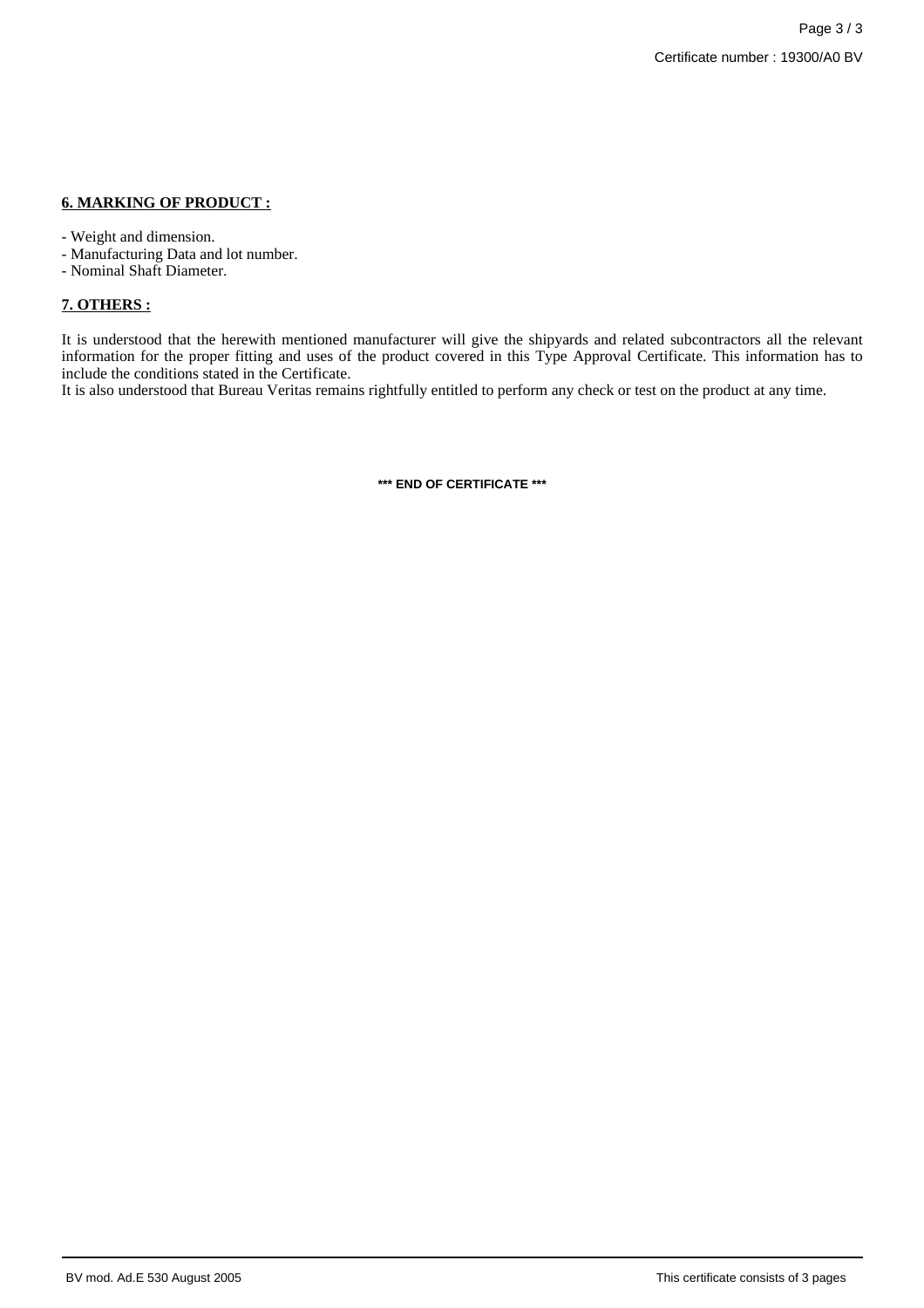## 6. MARKING OF PRODUCT :

- Weight and dimension.
- Manufacturing Data and lot number.
- Nominal Shaft Diameter.

## 7. OTHERS :

It is understood that the herewith mentioned manufacturer will give the shipyards and related subcontractors all the relevant information for the proper fitting and uses of the product covered in this Type Approval Certificate. This information has to include the conditions stated in the Certificate.
It is also understood that Bureau Veritas remains rightfully entitled to perform any check or test on the product at any time.

**\*\*\* END OF CERTIFICATE \*\*\***